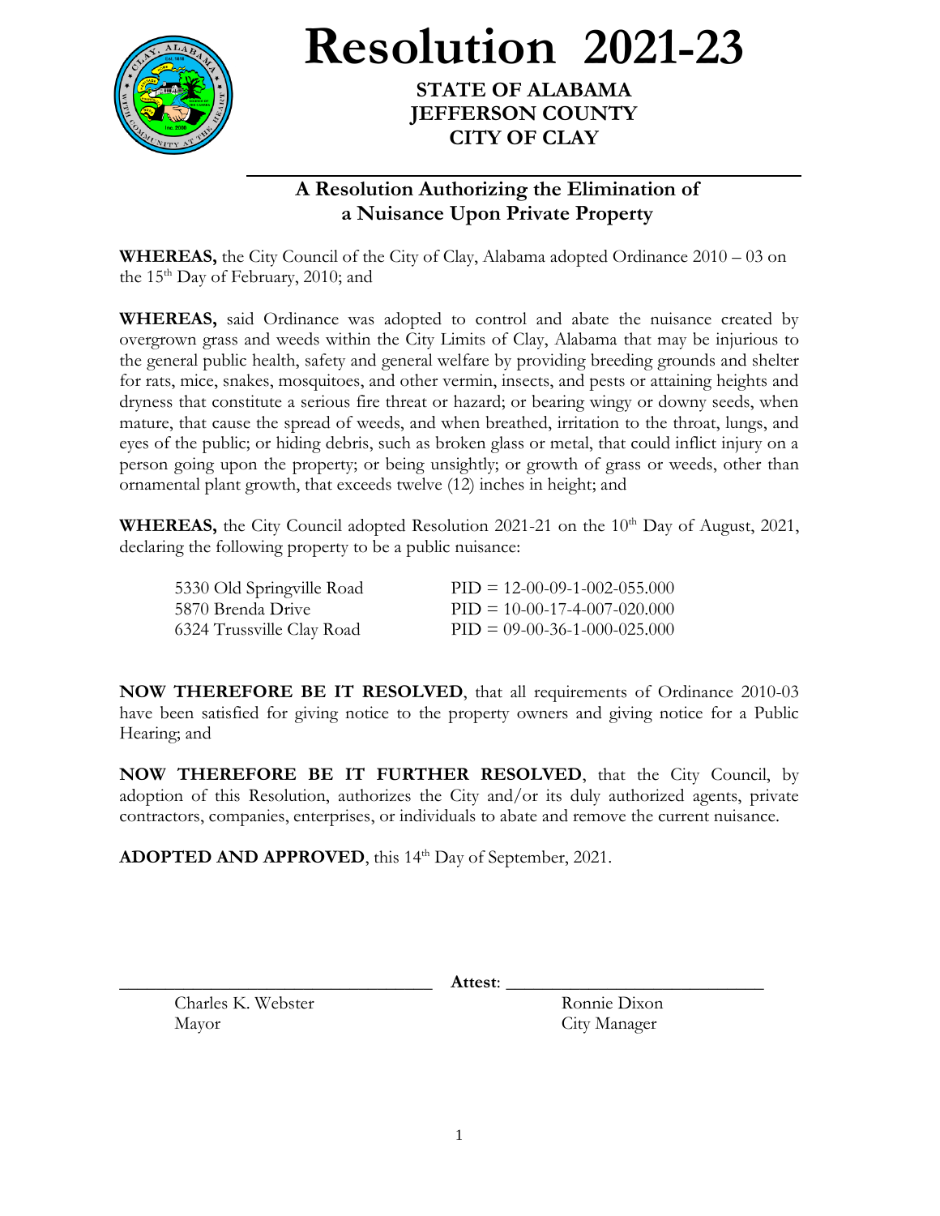# Resolution 2021-23

**STATE OF ALABAMA**
**JEFFERSON COUNTY**
**CITY OF CLAY**

## A Resolution Authorizing the Elimination of a Nuisance Upon Private Property

**WHEREAS,** the City Council of the City of Clay, Alabama adopted Ordinance 2010 – 03 on the 15th Day of February, 2010; and

**WHEREAS,** said Ordinance was adopted to control and abate the nuisance created by overgrown grass and weeds within the City Limits of Clay, Alabama that may be injurious to the general public health, safety and general welfare by providing breeding grounds and shelter for rats, mice, snakes, mosquitoes, and other vermin, insects, and pests or attaining heights and dryness that constitute a serious fire threat or hazard; or bearing wingy or downy seeds, when mature, that cause the spread of weeds, and when breathed, irritation to the throat, lungs, and eyes of the public; or hiding debris, such as broken glass or metal, that could inflict injury on a person going upon the property; or being unsightly; or growth of grass or weeds, other than ornamental plant growth, that exceeds twelve (12) inches in height; and

**WHEREAS,** the City Council adopted Resolution 2021-21 on the 10th Day of August, 2021, declaring the following property to be a public nuisance:

| | |
|---|---|
| 5330 Old Springville Road | PID = 12-00-09-1-002-055.000 |
| 5870 Brenda Drive | PID = 10-00-17-4-007-020.000 |
| 6324 Trussville Clay Road | PID = 09-00-36-1-000-025.000 |

**NOW THEREFORE BE IT RESOLVED**, that all requirements of Ordinance 2010-03 have been satisfied for giving notice to the property owners and giving notice for a Public Hearing; and

**NOW THEREFORE BE IT FURTHER RESOLVED**, that the City Council, by adoption of this Resolution, authorizes the City and/or its duly authorized agents, private contractors, companies, enterprises, or individuals to abate and remove the current nuisance.

**ADOPTED AND APPROVED**, this 14th Day of September, 2021.

\_\_\_\_\_\_\_\_\_\_\_\_\_\_\_\_\_\_\_\_\_\_\_\_\_\_\_\_\_\_ **Attest**: \_\_\_\_\_\_\_\_\_\_\_\_\_\_\_\_\_\_\_\_\_\_\_\_\_\_\_\_\_\_

Charles K. Webster
Mayor

Ronnie Dixon
City Manager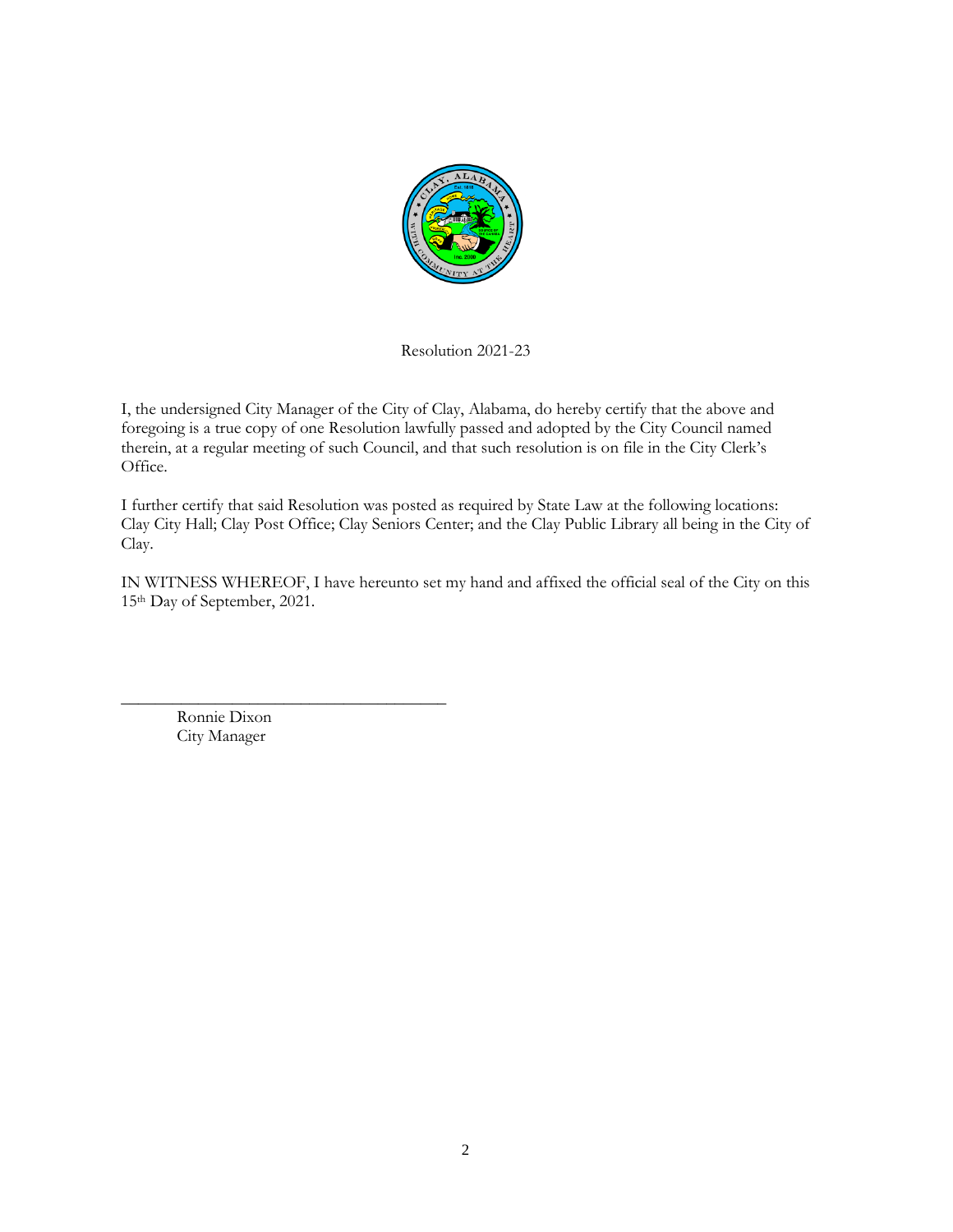Resolution 2021-23

I, the undersigned City Manager of the City of Clay, Alabama, do hereby certify that the above and foregoing is a true copy of one Resolution lawfully passed and adopted by the City Council named therein, at a regular meeting of such Council, and that such resolution is on file in the City Clerk's Office.

I further certify that said Resolution was posted as required by State Law at the following locations: Clay City Hall; Clay Post Office; Clay Seniors Center; and the Clay Public Library all being in the City of Clay.

IN WITNESS WHEREOF, I have hereunto set my hand and affixed the official seal of the City on this 15th Day of September, 2021.

\_\_\_\_\_\_\_\_\_\_\_\_\_\_\_\_\_\_\_\_\_\_\_\_\_\_\_\_\_\_\_\_\_\_\_\_\_\_

Ronnie Dixon
City Manager